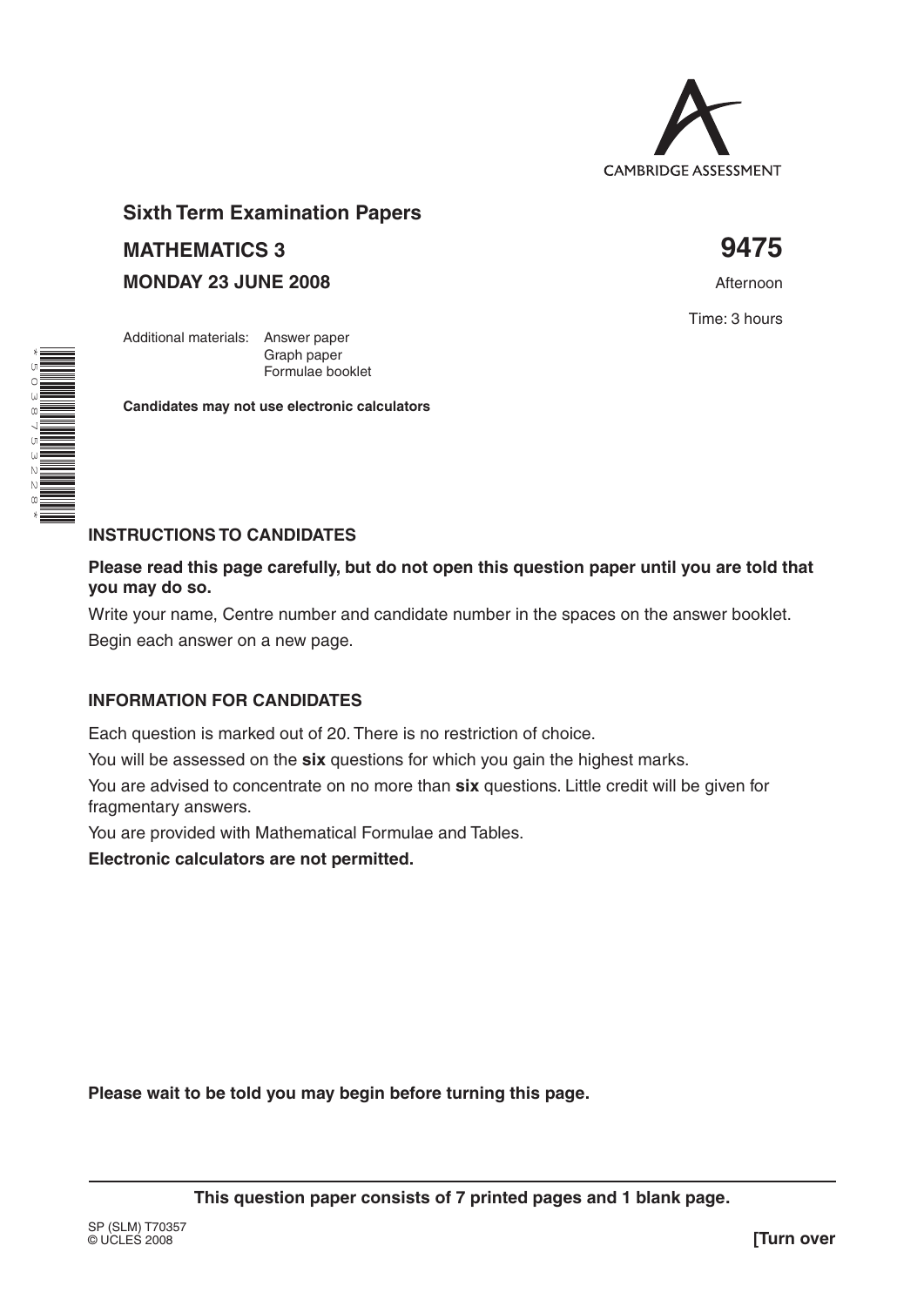CAMBRIDGE ASSESSMENT

# Sixth Term Examination Papers

**MATHEMATICS 3** **9475**

**MONDAY 23 JUNE 2008** Afternoon

Time: 3 hours

Additional materials: Answer paper
Graph paper
Formulae booklet

**Candidates may not use electronic calculators**

*5038753228*

## INSTRUCTIONS TO CANDIDATES

**Please read this page carefully, but do not open this question paper until you are told that you may do so.**

Write your name, Centre number and candidate number in the spaces on the answer booklet.

Begin each answer on a new page.

## INFORMATION FOR CANDIDATES

Each question is marked out of 20. There is no restriction of choice.

You will be assessed on the **six** questions for which you gain the highest marks.

You are advised to concentrate on no more than **six** questions. Little credit will be given for fragmentary answers.

You are provided with Mathematical Formulae and Tables.

**Electronic calculators are not permitted.**

**Please wait to be told you may begin before turning this page.**

**This question paper consists of 7 printed pages and 1 blank page.**

SP (SLM) T70357
© UCLES 2008

**[Turn over**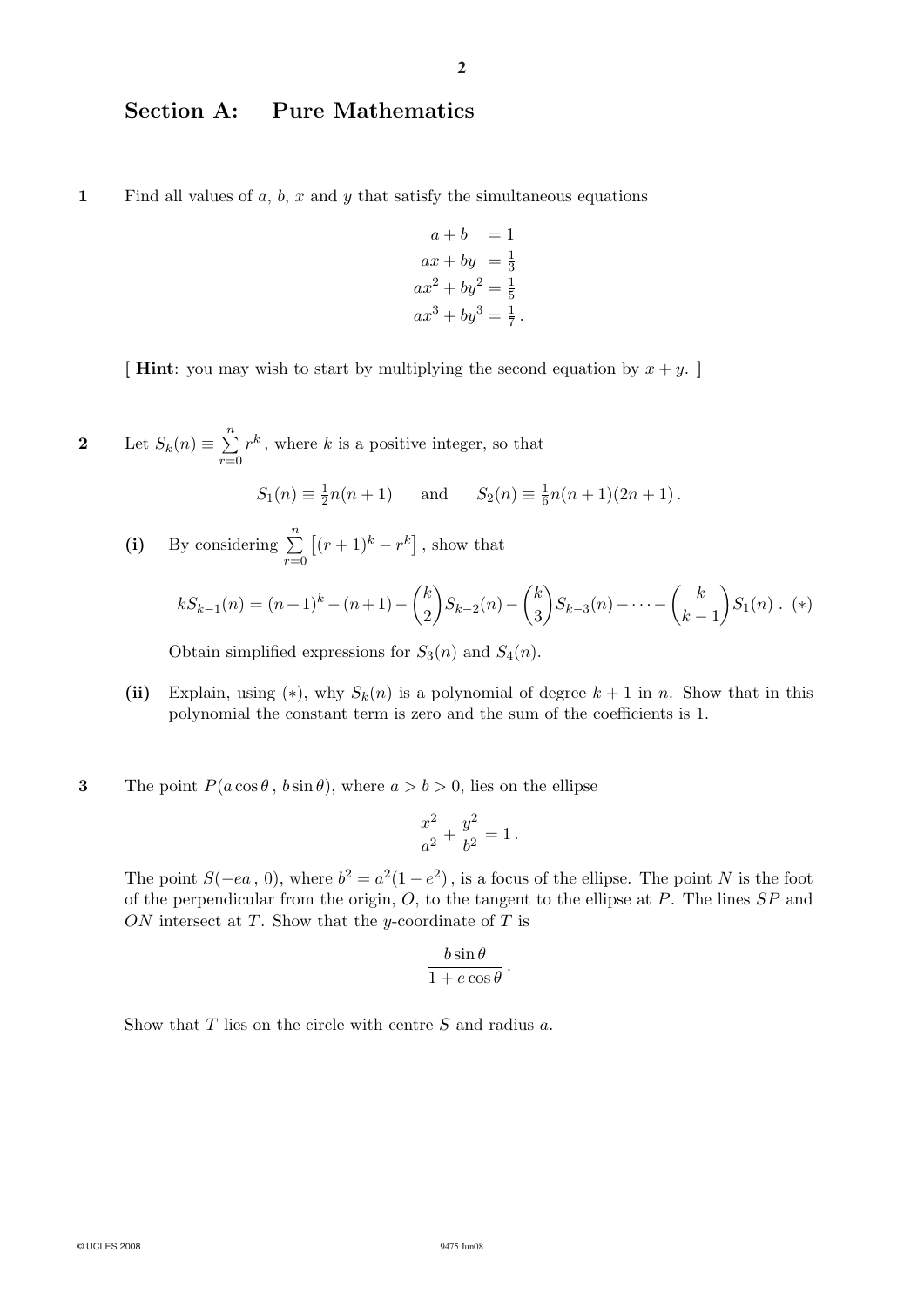## Section A: Pure Mathematics

**1** Find all values of $a$, $b$, $x$ and $y$ that satisfy the simultaneous equations

$$\begin{aligned} a+b &= 1 \\ ax+by &= \tfrac{1}{3} \\ ax^2+by^2 &= \tfrac{1}{5} \\ ax^3+by^3 &= \tfrac{1}{7}\,. \end{aligned}$$

[ **Hint**: you may wish to start by multiplying the second equation by $x+y$. ]

**2** Let $S_k(n) \equiv \sum_{r=0}^{n} r^k$, where $k$ is a positive integer, so that

$$S_1(n) \equiv \tfrac{1}{2}n(n+1) \qquad \text{and} \qquad S_2(n) \equiv \tfrac{1}{6}n(n+1)(2n+1)\,.$$

**(i)** By considering $\sum_{r=0}^{n} \left[(r+1)^k - r^k\right]$, show that

$$kS_{k-1}(n) = (n+1)^k - (n+1) - \binom{k}{2}S_{k-2}(n) - \binom{k}{3}S_{k-3}(n) - \cdots - \binom{k}{k-1}S_1(n)\,. \quad (*)$$

Obtain simplified expressions for $S_3(n)$ and $S_4(n)$.

**(ii)** Explain, using $(*)$, why $S_k(n)$ is a polynomial of degree $k+1$ in $n$. Show that in this polynomial the constant term is zero and the sum of the coefficients is 1.

**3** The point $P(a\cos\theta\,,\, b\sin\theta)$, where $a > b > 0$, lies on the ellipse

$$\frac{x^2}{a^2} + \frac{y^2}{b^2} = 1\,.$$

The point $S(-ea\,,\,0)$, where $b^2 = a^2(1-e^2)$, is a focus of the ellipse. The point $N$ is the foot of the perpendicular from the origin, $O$, to the tangent to the ellipse at $P$. The lines $SP$ and $ON$ intersect at $T$. Show that the $y$-coordinate of $T$ is

$$\frac{b\sin\theta}{1+e\cos\theta}\,.$$

Show that $T$ lies on the circle with centre $S$ and radius $a$.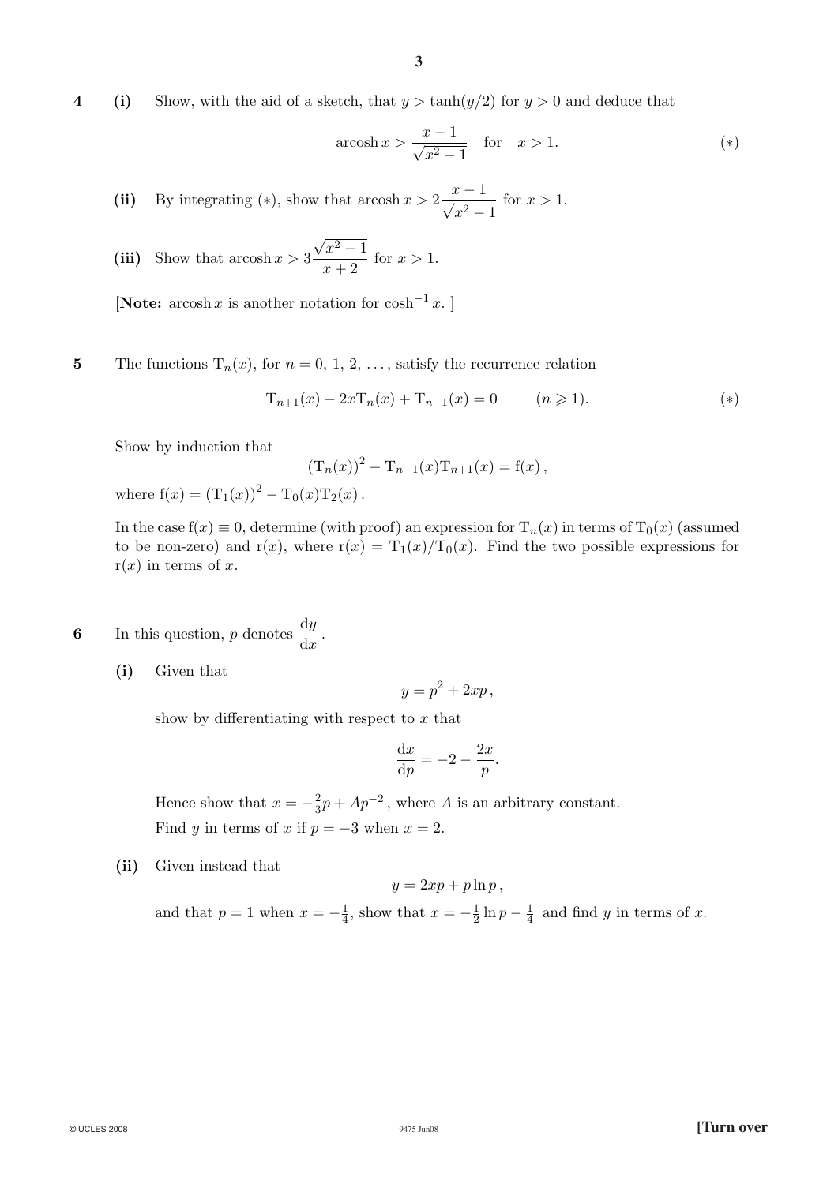**4** **(i)** Show, with the aid of a sketch, that $y > \tanh(y/2)$ for $y > 0$ and deduce that

$$\operatorname{arcosh} x > \frac{x-1}{\sqrt{x^2-1}} \quad \text{for} \quad x > 1. \qquad (*)$$

**(ii)** By integrating $(*)$, show that $\operatorname{arcosh} x > 2\dfrac{x-1}{\sqrt{x^2-1}}$ for $x > 1$.

**(iii)** Show that $\operatorname{arcosh} x > 3\dfrac{\sqrt{x^2-1}}{x+2}$ for $x > 1$.

[**Note:** $\operatorname{arcosh} x$ is another notation for $\cosh^{-1} x$. ]

**5** The functions $\mathrm{T}_n(x)$, for $n = 0, 1, 2, \ldots$, satisfy the recurrence relation

$$\mathrm{T}_{n+1}(x) - 2x\mathrm{T}_n(x) + \mathrm{T}_{n-1}(x) = 0 \qquad (n \geqslant 1). \qquad (*)$$

Show by induction that

$$\left(\mathrm{T}_n(x)\right)^2 - \mathrm{T}_{n-1}(x)\mathrm{T}_{n+1}(x) = \mathrm{f}(x)\,,$$

where $\mathrm{f}(x) = \left(\mathrm{T}_1(x)\right)^2 - \mathrm{T}_0(x)\mathrm{T}_2(x)$.

In the case $\mathrm{f}(x) \equiv 0$, determine (with proof) an expression for $\mathrm{T}_n(x)$ in terms of $\mathrm{T}_0(x)$ (assumed to be non-zero) and $\mathrm{r}(x)$, where $\mathrm{r}(x) = \mathrm{T}_1(x)/\mathrm{T}_0(x)$. Find the two possible expressions for $\mathrm{r}(x)$ in terms of $x$.

**6** In this question, $p$ denotes $\dfrac{\mathrm{d}y}{\mathrm{d}x}$.

**(i)** Given that

$$y = p^2 + 2xp\,,$$

show by differentiating with respect to $x$ that

$$\frac{\mathrm{d}x}{\mathrm{d}p} = -2 - \frac{2x}{p}.$$

Hence show that $x = -\frac{2}{3}p + Ap^{-2}$, where $A$ is an arbitrary constant.

Find $y$ in terms of $x$ if $p = -3$ when $x = 2$.

**(ii)** Given instead that

$$y = 2xp + p\ln p\,,$$

and that $p = 1$ when $x = -\frac{1}{4}$, show that $x = -\frac{1}{2}\ln p - \frac{1}{4}$ and find $y$ in terms of $x$.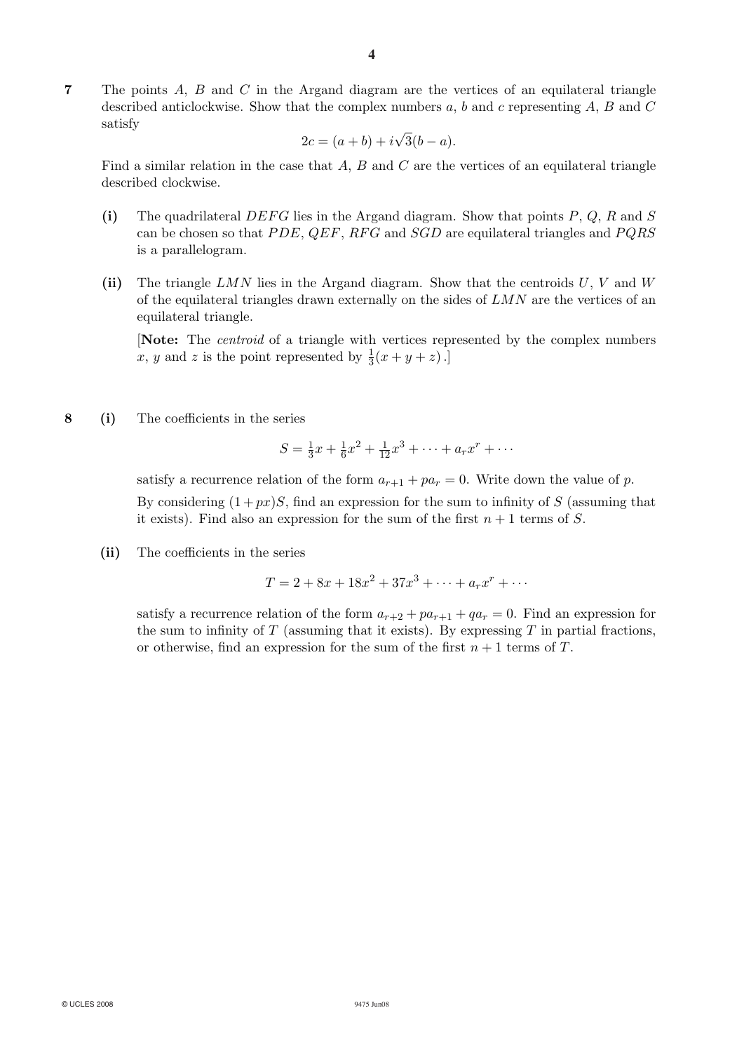**7** The points $A$, $B$ and $C$ in the Argand diagram are the vertices of an equilateral triangle described anticlockwise. Show that the complex numbers $a$, $b$ and $c$ representing $A$, $B$ and $C$ satisfy

$$2c = (a + b) + i\sqrt{3}(b - a).$$

Find a similar relation in the case that $A$, $B$ and $C$ are the vertices of an equilateral triangle described clockwise.

**(i)** The quadrilateral $DEFG$ lies in the Argand diagram. Show that points $P$, $Q$, $R$ and $S$ can be chosen so that $PDE$, $QEF$, $RFG$ and $SGD$ are equilateral triangles and $PQRS$ is a parallelogram.

**(ii)** The triangle $LMN$ lies in the Argand diagram. Show that the centroids $U$, $V$ and $W$ of the equilateral triangles drawn externally on the sides of $LMN$ are the vertices of an equilateral triangle.

[**Note:** The *centroid* of a triangle with vertices represented by the complex numbers $x$, $y$ and $z$ is the point represented by $\frac{1}{3}(x + y + z)$.]

**8** **(i)** The coefficients in the series

$$S = \tfrac{1}{3}x + \tfrac{1}{6}x^2 + \tfrac{1}{12}x^3 + \cdots + a_r x^r + \cdots$$

satisfy a recurrence relation of the form $a_{r+1} + pa_r = 0$. Write down the value of $p$.

By considering $(1 + px)S$, find an expression for the sum to infinity of $S$ (assuming that it exists). Find also an expression for the sum of the first $n + 1$ terms of $S$.

**(ii)** The coefficients in the series

$$T = 2 + 8x + 18x^2 + 37x^3 + \cdots + a_r x^r + \cdots$$

satisfy a recurrence relation of the form $a_{r+2} + pa_{r+1} + qa_r = 0$. Find an expression for the sum to infinity of $T$ (assuming that it exists). By expressing $T$ in partial fractions, or otherwise, find an expression for the sum of the first $n + 1$ terms of $T$.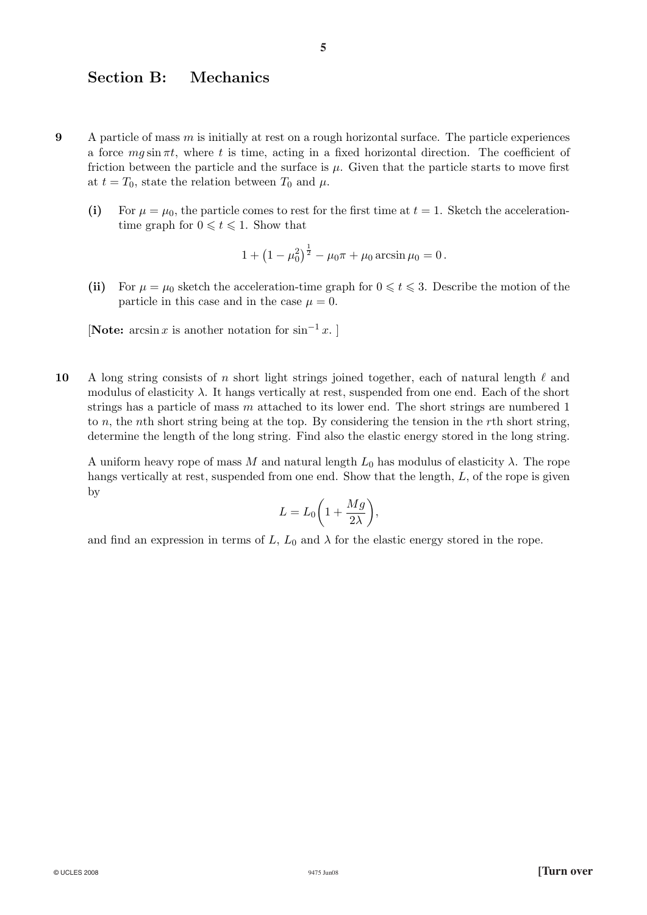## Section B: Mechanics

**9** A particle of mass $m$ is initially at rest on a rough horizontal surface. The particle experiences a force $mg \sin \pi t$, where $t$ is time, acting in a fixed horizontal direction. The coefficient of friction between the particle and the surface is $\mu$. Given that the particle starts to move first at $t = T_0$, state the relation between $T_0$ and $\mu$.

**(i)** For $\mu = \mu_0$, the particle comes to rest for the first time at $t = 1$. Sketch the acceleration-time graph for $0 \leqslant t \leqslant 1$. Show that

$$1 + \left(1 - \mu_0^2\right)^{\frac{1}{2}} - \mu_0 \pi + \mu_0 \arcsin \mu_0 = 0 \,.$$

**(ii)** For $\mu = \mu_0$ sketch the acceleration-time graph for $0 \leqslant t \leqslant 3$. Describe the motion of the particle in this case and in the case $\mu = 0$.

[**Note:** $\arcsin x$ is another notation for $\sin^{-1} x$. ]

**10** A long string consists of $n$ short light strings joined together, each of natural length $\ell$ and modulus of elasticity $\lambda$. It hangs vertically at rest, suspended from one end. Each of the short strings has a particle of mass $m$ attached to its lower end. The short strings are numbered 1 to $n$, the $n$th short string being at the top. By considering the tension in the $r$th short string, determine the length of the long string. Find also the elastic energy stored in the long string.

A uniform heavy rope of mass $M$ and natural length $L_0$ has modulus of elasticity $\lambda$. The rope hangs vertically at rest, suspended from one end. Show that the length, $L$, of the rope is given by

$$L = L_0 \left(1 + \frac{Mg}{2\lambda}\right),$$

and find an expression in terms of $L$, $L_0$ and $\lambda$ for the elastic energy stored in the rope.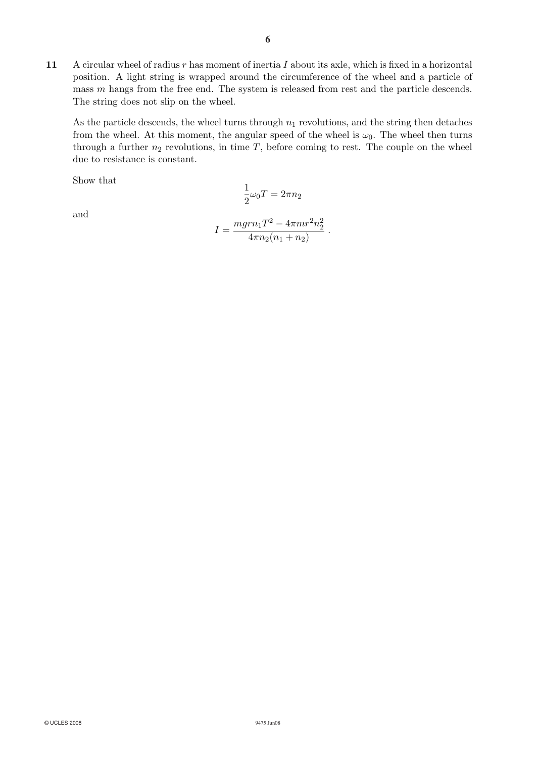**11** A circular wheel of radius $r$ has moment of inertia $I$ about its axle, which is fixed in a horizontal position. A light string is wrapped around the circumference of the wheel and a particle of mass $m$ hangs from the free end. The system is released from rest and the particle descends. The string does not slip on the wheel.

As the particle descends, the wheel turns through $n_1$ revolutions, and the string then detaches from the wheel. At this moment, the angular speed of the wheel is $\omega_0$. The wheel then turns through a further $n_2$ revolutions, in time $T$, before coming to rest. The couple on the wheel due to resistance is constant.

Show that

$$\frac{1}{2}\omega_0 T = 2\pi n_2$$

and

$$I = \frac{mgrn_1T^2 - 4\pi mr^2n_2^2}{4\pi n_2(n_1 + n_2)} \,.$$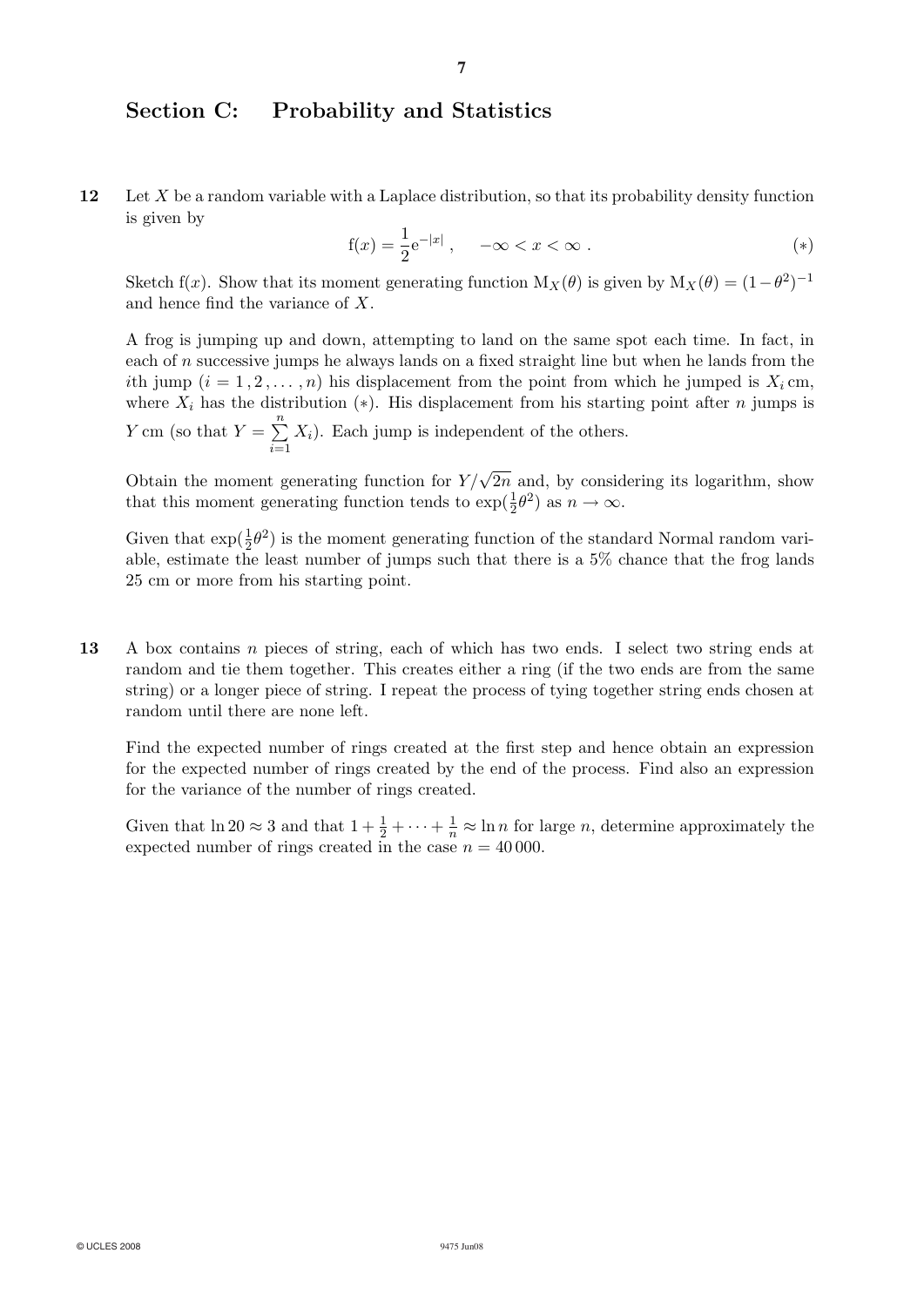## Section C: Probability and Statistics

**12** Let $X$ be a random variable with a Laplace distribution, so that its probability density function is given by

$$\mathrm{f}(x) = \frac{1}{2}\mathrm{e}^{-|x|}\,, \qquad -\infty < x < \infty\ . \tag{$*$}$$

Sketch $\mathrm{f}(x)$. Show that its moment generating function $\mathrm{M}_X(\theta)$ is given by $\mathrm{M}_X(\theta) = (1-\theta^2)^{-1}$ and hence find the variance of $X$.

A frog is jumping up and down, attempting to land on the same spot each time. In fact, in each of $n$ successive jumps he always lands on a fixed straight line but when he lands from the $i$th jump ($i = 1\,, 2\,, \ldots\,, n$) his displacement from the point from which he jumped is $X_i$ cm, where $X_i$ has the distribution ($*$). His displacement from his starting point after $n$ jumps is $Y$ cm (so that $Y = \sum\limits_{i=1}^{n} X_i$). Each jump is independent of the others.

Obtain the moment generating function for $Y/\sqrt{2n}$ and, by considering its logarithm, show that this moment generating function tends to $\exp(\frac{1}{2}\theta^2)$ as $n \to \infty$.

Given that $\exp(\frac{1}{2}\theta^2)$ is the moment generating function of the standard Normal random variable, estimate the least number of jumps such that there is a 5% chance that the frog lands 25 cm or more from his starting point.

**13** A box contains $n$ pieces of string, each of which has two ends. I select two string ends at random and tie them together. This creates either a ring (if the two ends are from the same string) or a longer piece of string. I repeat the process of tying together string ends chosen at random until there are none left.

Find the expected number of rings created at the first step and hence obtain an expression for the expected number of rings created by the end of the process. Find also an expression for the variance of the number of rings created.

Given that $\ln 20 \approx 3$ and that $1 + \frac{1}{2} + \cdots + \frac{1}{n} \approx \ln n$ for large $n$, determine approximately the expected number of rings created in the case $n = 40\,000$.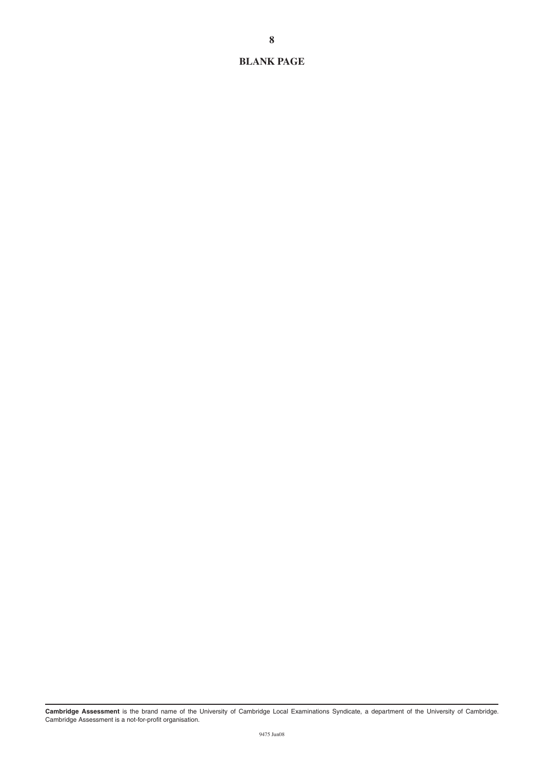**BLANK PAGE**

**Cambridge Assessment** is the brand name of the University of Cambridge Local Examinations Syndicate, a department of the University of Cambridge. Cambridge Assessment is a not-for-profit organisation.

9475 Jun08